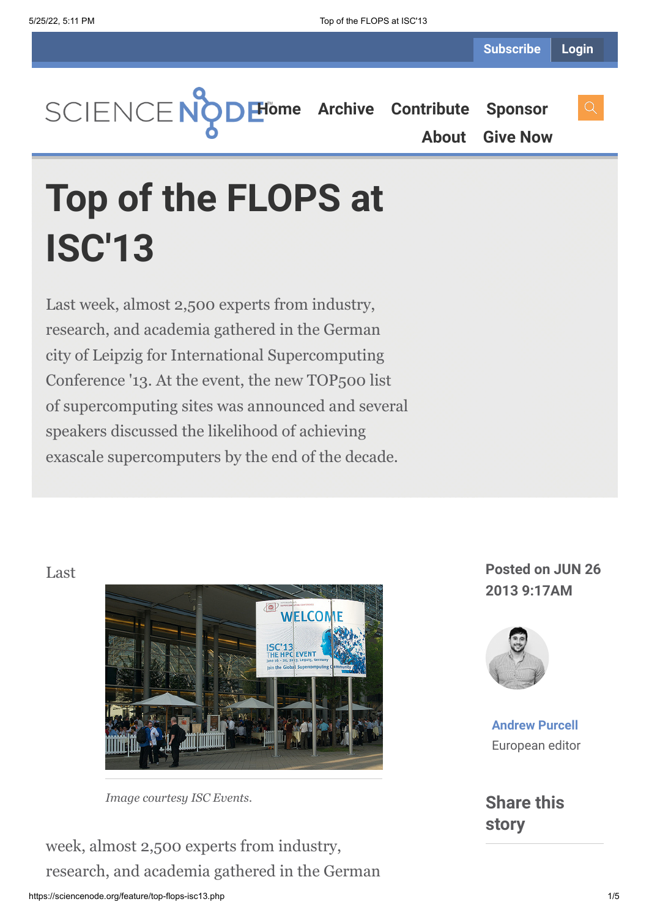Subscribe Login

SCIENCE NODE Home Archive Contribute Sponsor About Give Now

# Top of the FLOPS at ISC'13

Last week, almost 2,500 experts from industry, research, and academia gathered in the German city of Leipzig for International Supercomputing Conference '13. At the event, the new TOP500 list of supercomputing sites was announced and several speakers discussed the likelihood of achieving exascale supercomputers by the end of the decade.

**Posted on JUN 26 2013 9:17AM**

**Andrew Purcell**
European editor

## Share this story

Last

*Image courtesy ISC Events.*

week, almost 2,500 experts from industry, research, and academia gathered in the German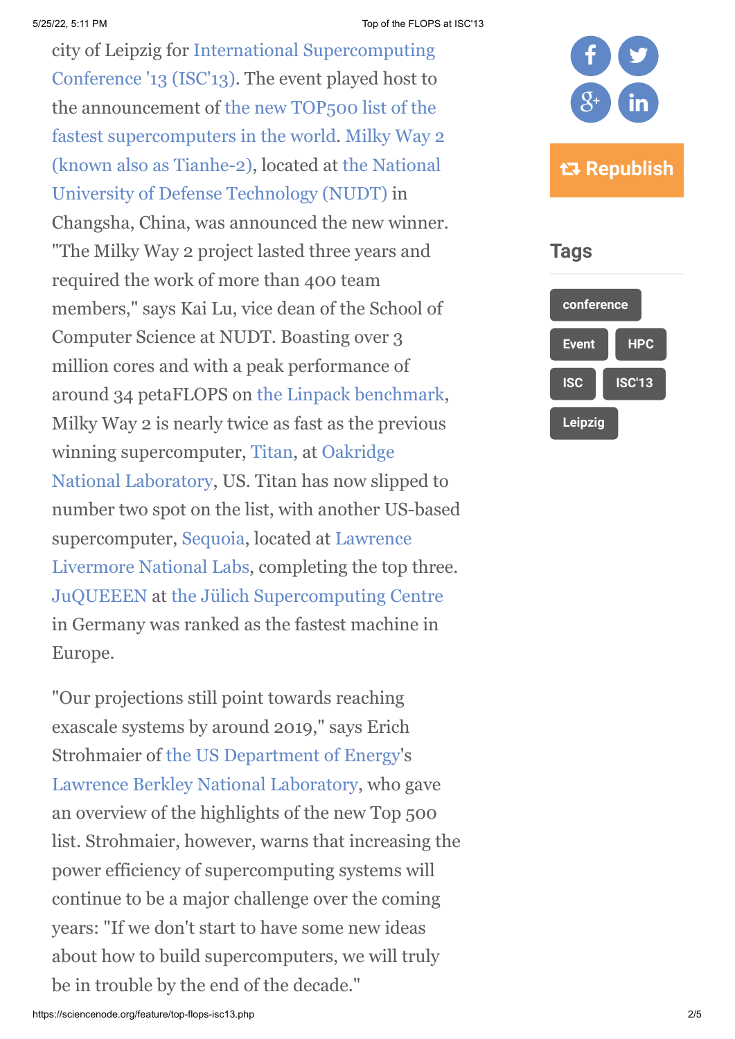city of Leipzig for International Supercomputing Conference '13 (ISC'13). The event played host to the announcement of the new TOP500 list of the fastest supercomputers in the world. Milky Way 2 (known also as Tianhe-2), located at the National University of Defense Technology (NUDT) in Changsha, China, was announced the new winner. "The Milky Way 2 project lasted three years and required the work of more than 400 team members," says Kai Lu, vice dean of the School of Computer Science at NUDT. Boasting over 3 million cores and with a peak performance of around 34 petaFLOPS on the Linpack benchmark, Milky Way 2 is nearly twice as fast as the previous winning supercomputer, Titan, at Oakridge National Laboratory, US. Titan has now slipped to number two spot on the list, with another US-based supercomputer, Sequoia, located at Lawrence Livermore National Labs, completing the top three. JuQUEEEN at the Jülich Supercomputing Centre in Germany was ranked as the fastest machine in Europe.

"Our projections still point towards reaching exascale systems by around 2019," says Erich Strohmaier of the US Department of Energy's Lawrence Berkley National Laboratory, who gave an overview of the highlights of the new Top 500 list. Strohmaier, however, warns that increasing the power efficiency of supercomputing systems will continue to be a major challenge over the coming years: "If we don't start to have some new ideas about how to build supercomputers, we will truly be in trouble by the end of the decade."

Republish

## Tags

conference

Event

HPC

ISC

ISC'13

Leipzig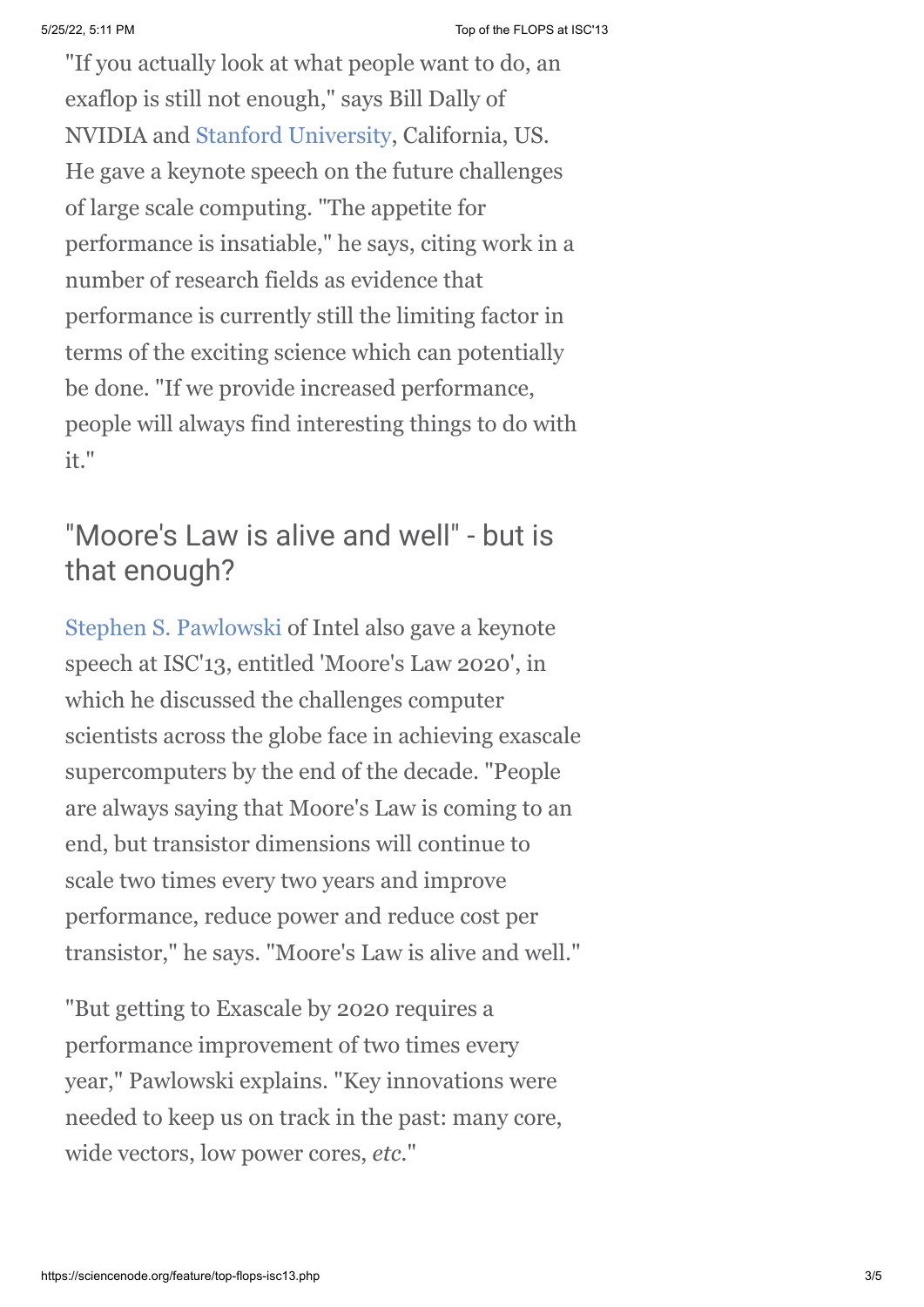"If you actually look at what people want to do, an exaflop is still not enough," says Bill Dally of NVIDIA and Stanford University, California, US. He gave a keynote speech on the future challenges of large scale computing. "The appetite for performance is insatiable," he says, citing work in a number of research fields as evidence that performance is currently still the limiting factor in terms of the exciting science which can potentially be done. "If we provide increased performance, people will always find interesting things to do with it."

## "Moore's Law is alive and well" - but is that enough?

Stephen S. Pawlowski of Intel also gave a keynote speech at ISC'13, entitled 'Moore's Law 2020', in which he discussed the challenges computer scientists across the globe face in achieving exascale supercomputers by the end of the decade. "People are always saying that Moore's Law is coming to an end, but transistor dimensions will continue to scale two times every two years and improve performance, reduce power and reduce cost per transistor," he says. "Moore's Law is alive and well."

"But getting to Exascale by 2020 requires a performance improvement of two times every year," Pawlowski explains. "Key innovations were needed to keep us on track in the past: many core, wide vectors, low power cores, *etc.*"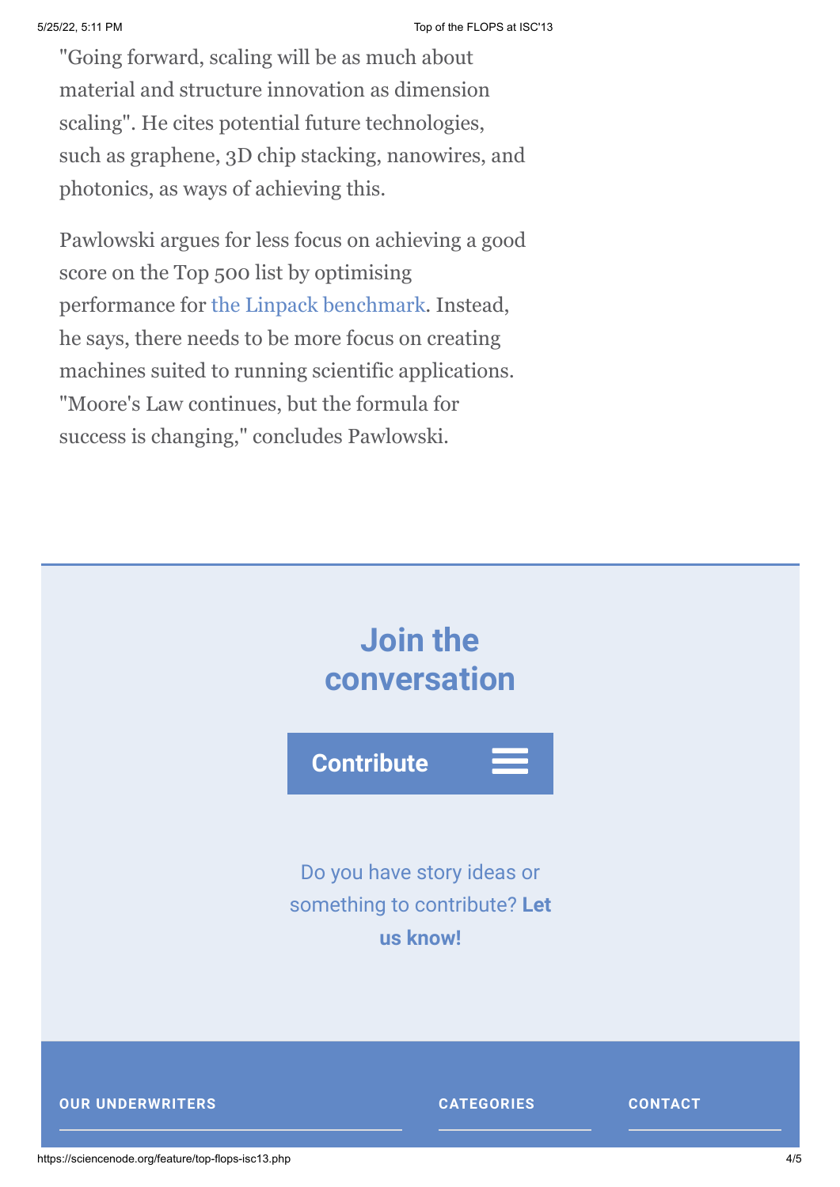"Going forward, scaling will be as much about material and structure innovation as dimension scaling". He cites potential future technologies, such as graphene, 3D chip stacking, nanowires, and photonics, as ways of achieving this.

Pawlowski argues for less focus on achieving a good score on the Top 500 list by optimising performance for the Linpack benchmark. Instead, he says, there needs to be more focus on creating machines suited to running scientific applications. "Moore's Law continues, but the formula for success is changing," concludes Pawlowski.

## Join the conversation

**Contribute**

Do you have story ideas or something to contribute? **Let us know!**

**OUR UNDERWRITERS**

**CATEGORIES**

**CONTACT**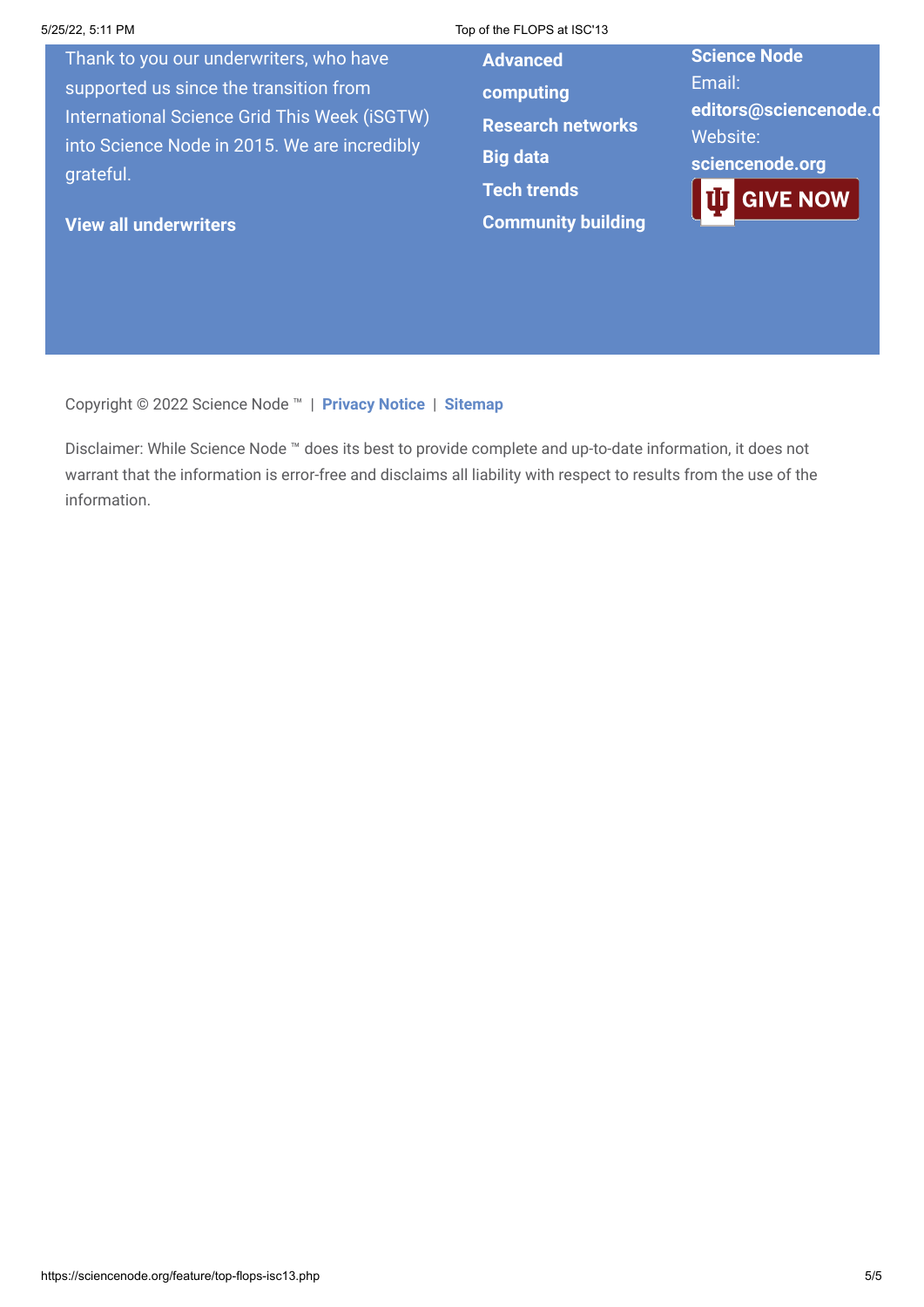Thank to you our underwriters, who have supported us since the transition from International Science Grid This Week (iSGTW) into Science Node in 2015. We are incredibly grateful.

**View all underwriters**

**Advanced computing**

**Research networks**

**Big data**

**Tech trends**

**Community building**

**Science Node**

Email:

**editors@sciencenode.o**

Website:

**sciencenode.org**

GIVE NOW

Copyright © 2022 Science Node ™ | **Privacy Notice** | **Sitemap**

Disclaimer: While Science Node ™ does its best to provide complete and up-to-date information, it does not warrant that the information is error-free and disclaims all liability with respect to results from the use of the information.